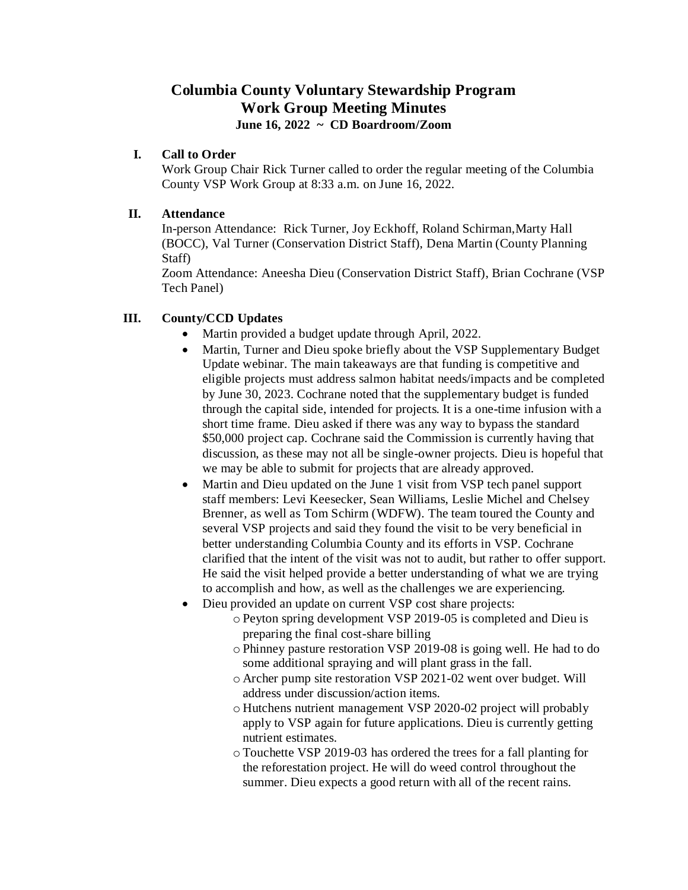# Columbia County Voluntary Stewardship Program
# Work Group Meeting Minutes
### June 16, 2022 ~ CD Boardroom/Zoom

## I. Call to Order

Work Group Chair Rick Turner called to order the regular meeting of the Columbia County VSP Work Group at 8:33 a.m. on June 16, 2022.

## II. Attendance

In-person Attendance: Rick Turner, Joy Eckhoff, Roland Schirman,Marty Hall (BOCC), Val Turner (Conservation District Staff), Dena Martin (County Planning Staff)

Zoom Attendance: Aneesha Dieu (Conservation District Staff), Brian Cochrane (VSP Tech Panel)

## III. County/CCD Updates

- Martin provided a budget update through April, 2022.
- Martin, Turner and Dieu spoke briefly about the VSP Supplementary Budget Update webinar. The main takeaways are that funding is competitive and eligible projects must address salmon habitat needs/impacts and be completed by June 30, 2023. Cochrane noted that the supplementary budget is funded through the capital side, intended for projects. It is a one-time infusion with a short time frame. Dieu asked if there was any way to bypass the standard $50,000 project cap. Cochrane said the Commission is currently having that discussion, as these may not all be single-owner projects. Dieu is hopeful that we may be able to submit for projects that are already approved.
- Martin and Dieu updated on the June 1 visit from VSP tech panel support staff members: Levi Keesecker, Sean Williams, Leslie Michel and Chelsey Brenner, as well as Tom Schirm (WDFW). The team toured the County and several VSP projects and said they found the visit to be very beneficial in better understanding Columbia County and its efforts in VSP. Cochrane clarified that the intent of the visit was not to audit, but rather to offer support. He said the visit helped provide a better understanding of what we are trying to accomplish and how, as well as the challenges we are experiencing.
- Dieu provided an update on current VSP cost share projects:
  - Peyton spring development VSP 2019-05 is completed and Dieu is preparing the final cost-share billing
  - Phinney pasture restoration VSP 2019-08 is going well. He had to do some additional spraying and will plant grass in the fall.
  - Archer pump site restoration VSP 2021-02 went over budget. Will address under discussion/action items.
  - Hutchens nutrient management VSP 2020-02 project will probably apply to VSP again for future applications. Dieu is currently getting nutrient estimates.
  - Touchette VSP 2019-03 has ordered the trees for a fall planting for the reforestation project. He will do weed control throughout the summer. Dieu expects a good return with all of the recent rains.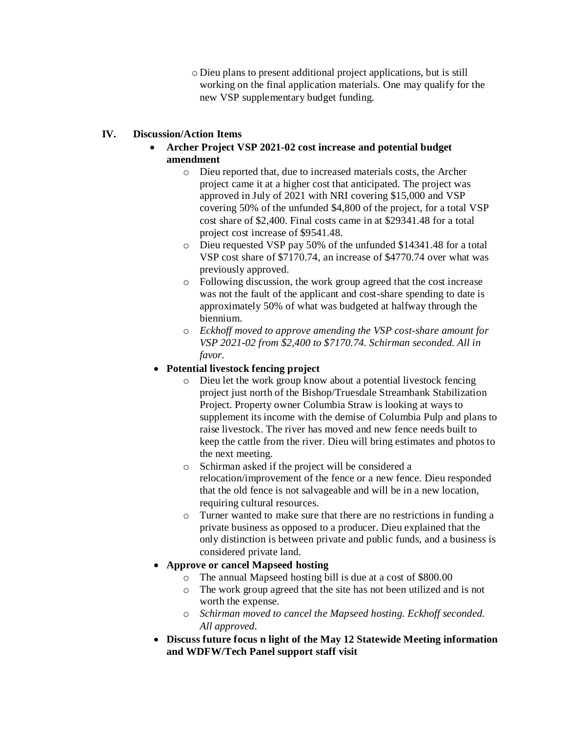- Dieu plans to present additional project applications, but is still working on the final application materials. One may qualify for the new VSP supplementary budget funding.

## IV. Discussion/Action Items

- **Archer Project VSP 2021-02 cost increase and potential budget amendment**
  - Dieu reported that, due to increased materials costs, the Archer project came it at a higher cost that anticipated. The project was approved in July of 2021 with NRI covering $15,000 and VSP covering 50% of the unfunded $4,800 of the project, for a total VSP cost share of $2,400. Final costs came in at $29341.48 for a total project cost increase of $9541.48.
  - Dieu requested VSP pay 50% of the unfunded $14341.48 for a total VSP cost share of $7170.74, an increase of $4770.74 over what was previously approved.
  - Following discussion, the work group agreed that the cost increase was not the fault of the applicant and cost-share spending to date is approximately 50% of what was budgeted at halfway through the biennium.
  - *Eckhoff moved to approve amending the VSP cost-share amount for VSP 2021-02 from $2,400 to $7170.74. Schirman seconded. All in favor.*
- **Potential livestock fencing project**
  - Dieu let the work group know about a potential livestock fencing project just north of the Bishop/Truesdale Streambank Stabilization Project. Property owner Columbia Straw is looking at ways to supplement its income with the demise of Columbia Pulp and plans to raise livestock. The river has moved and new fence needs built to keep the cattle from the river. Dieu will bring estimates and photos to the next meeting.
  - Schirman asked if the project will be considered a relocation/improvement of the fence or a new fence. Dieu responded that the old fence is not salvageable and will be in a new location, requiring cultural resources.
  - Turner wanted to make sure that there are no restrictions in funding a private business as opposed to a producer. Dieu explained that the only distinction is between private and public funds, and a business is considered private land.
- **Approve or cancel Mapseed hosting**
  - The annual Mapseed hosting bill is due at a cost of $800.00
  - The work group agreed that the site has not been utilized and is not worth the expense.
  - *Schirman moved to cancel the Mapseed hosting. Eckhoff seconded. All approved.*
- **Discuss future focus n light of the May 12 Statewide Meeting information and WDFW/Tech Panel support staff visit**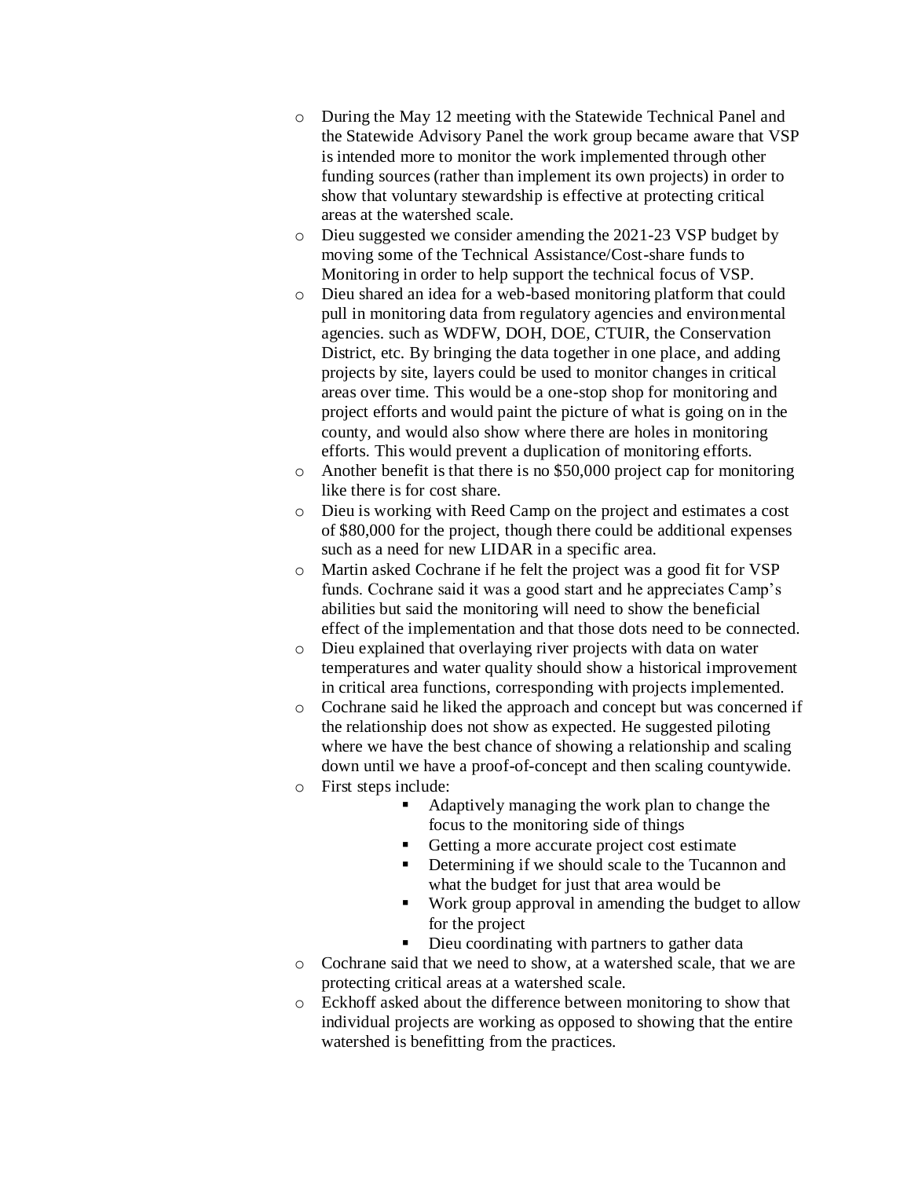- During the May 12 meeting with the Statewide Technical Panel and the Statewide Advisory Panel the work group became aware that VSP is intended more to monitor the work implemented through other funding sources (rather than implement its own projects) in order to show that voluntary stewardship is effective at protecting critical areas at the watershed scale.
- Dieu suggested we consider amending the 2021-23 VSP budget by moving some of the Technical Assistance/Cost-share funds to Monitoring in order to help support the technical focus of VSP.
- Dieu shared an idea for a web-based monitoring platform that could pull in monitoring data from regulatory agencies and environmental agencies. such as WDFW, DOH, DOE, CTUIR, the Conservation District, etc. By bringing the data together in one place, and adding projects by site, layers could be used to monitor changes in critical areas over time. This would be a one-stop shop for monitoring and project efforts and would paint the picture of what is going on in the county, and would also show where there are holes in monitoring efforts. This would prevent a duplication of monitoring efforts.
- Another benefit is that there is no $50,000 project cap for monitoring like there is for cost share.
- Dieu is working with Reed Camp on the project and estimates a cost of $80,000 for the project, though there could be additional expenses such as a need for new LIDAR in a specific area.
- Martin asked Cochrane if he felt the project was a good fit for VSP funds. Cochrane said it was a good start and he appreciates Camp's abilities but said the monitoring will need to show the beneficial effect of the implementation and that those dots need to be connected.
- Dieu explained that overlaying river projects with data on water temperatures and water quality should show a historical improvement in critical area functions, corresponding with projects implemented.
- Cochrane said he liked the approach and concept but was concerned if the relationship does not show as expected. He suggested piloting where we have the best chance of showing a relationship and scaling down until we have a proof-of-concept and then scaling countywide.
- First steps include:
  - Adaptively managing the work plan to change the focus to the monitoring side of things
  - Getting a more accurate project cost estimate
  - Determining if we should scale to the Tucannon and what the budget for just that area would be
  - Work group approval in amending the budget to allow for the project
  - Dieu coordinating with partners to gather data
- Cochrane said that we need to show, at a watershed scale, that we are protecting critical areas at a watershed scale.
- Eckhoff asked about the difference between monitoring to show that individual projects are working as opposed to showing that the entire watershed is benefitting from the practices.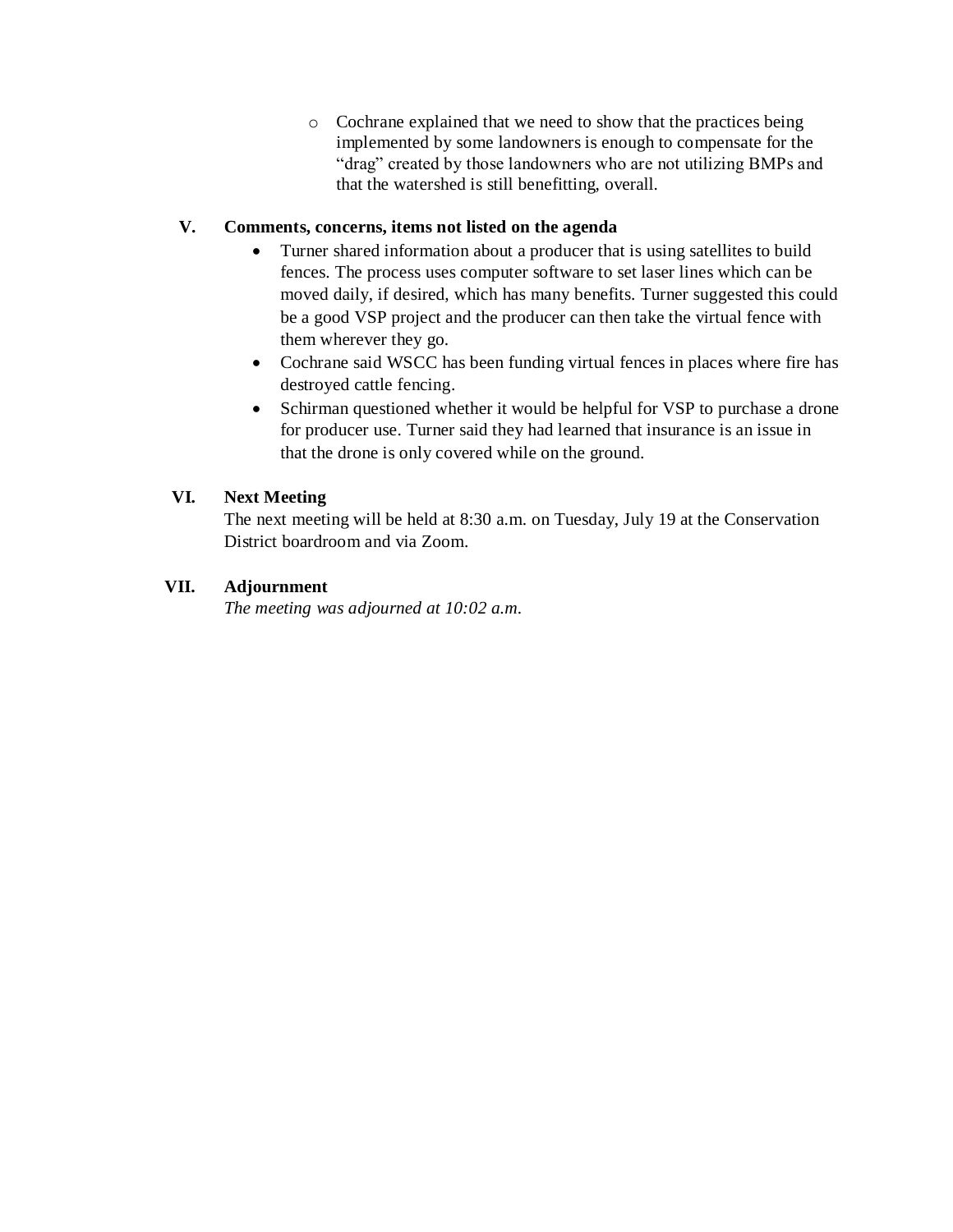- Cochrane explained that we need to show that the practices being implemented by some landowners is enough to compensate for the "drag" created by those landowners who are not utilizing BMPs and that the watershed is still benefitting, overall.

## V. Comments, concerns, items not listed on the agenda

- Turner shared information about a producer that is using satellites to build fences. The process uses computer software to set laser lines which can be moved daily, if desired, which has many benefits. Turner suggested this could be a good VSP project and the producer can then take the virtual fence with them wherever they go.
- Cochrane said WSCC has been funding virtual fences in places where fire has destroyed cattle fencing.
- Schirman questioned whether it would be helpful for VSP to purchase a drone for producer use. Turner said they had learned that insurance is an issue in that the drone is only covered while on the ground.

## VI. Next Meeting

The next meeting will be held at 8:30 a.m. on Tuesday, July 19 at the Conservation District boardroom and via Zoom.

## VII. Adjournment

*The meeting was adjourned at 10:02 a.m.*